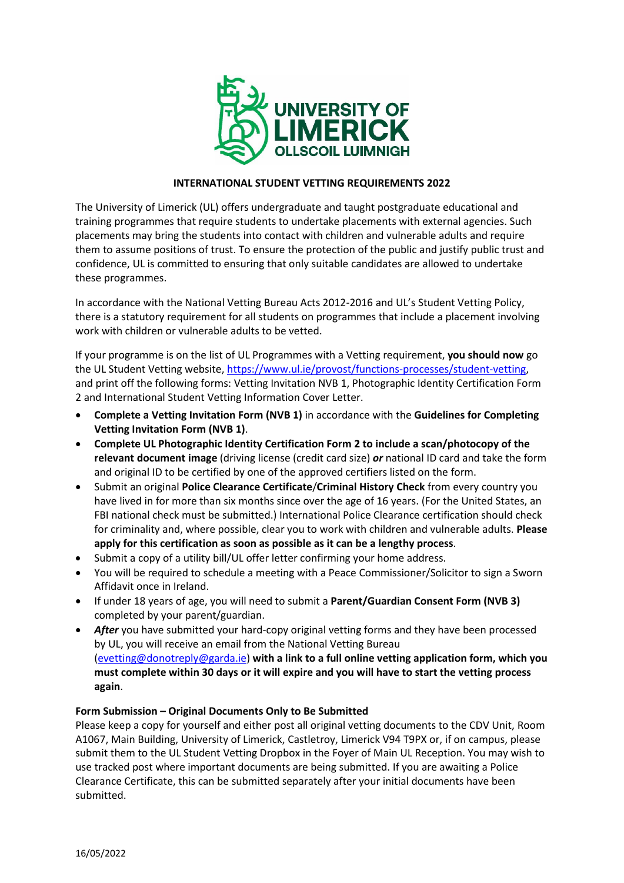**INTERNATIONAL STUDENT VETTING REQUIREMENTS 2022**

The University of Limerick (UL) offers undergraduate and taught postgraduate educational and training programmes that require students to undertake placements with external agencies. Such placements may bring the students into contact with children and vulnerable adults and require them to assume positions of trust. To ensure the protection of the public and justify public trust and confidence, UL is committed to ensuring that only suitable candidates are allowed to undertake these programmes.

In accordance with the National Vetting Bureau Acts 2012-2016 and UL's Student Vetting Policy, there is a statutory requirement for all students on programmes that include a placement involving work with children or vulnerable adults to be vetted.

If your programme is on the list of UL Programmes with a Vetting requirement, **you should now** go the UL Student Vetting website, https://www.ul.ie/provost/functions-processes/student-vetting, and print off the following forms: Vetting Invitation NVB 1, Photographic Identity Certification Form 2 and International Student Vetting Information Cover Letter.

- **Complete a Vetting Invitation Form (NVB 1)** in accordance with the **Guidelines for Completing Vetting Invitation Form (NVB 1)**.
- **Complete UL Photographic Identity Certification Form 2 to include a scan/photocopy of the relevant document image** (driving license (credit card size) ***or*** national ID card and take the form and original ID to be certified by one of the approved certifiers listed on the form.
- Submit an original **Police Clearance Certificate**/**Criminal History Check** from every country you have lived in for more than six months since over the age of 16 years. (For the United States, an FBI national check must be submitted.) International Police Clearance certification should check for criminality and, where possible, clear you to work with children and vulnerable adults. **Please apply for this certification as soon as possible as it can be a lengthy process**.
- Submit a copy of a utility bill/UL offer letter confirming your home address.
- You will be required to schedule a meeting with a Peace Commissioner/Solicitor to sign a Sworn Affidavit once in Ireland.
- If under 18 years of age, you will need to submit a **Parent/Guardian Consent Form (NVB 3)** completed by your parent/guardian.
- ***After*** you have submitted your hard-copy original vetting forms and they have been processed by UL, you will receive an email from the National Vetting Bureau (evetting@donotreply@garda.ie) **with a link to a full online vetting application form, which you must complete within 30 days or it will expire and you will have to start the vetting process again**.

**Form Submission – Original Documents Only to Be Submitted**

Please keep a copy for yourself and either post all original vetting documents to the CDV Unit, Room A1067, Main Building, University of Limerick, Castletroy, Limerick V94 T9PX or, if on campus, please submit them to the UL Student Vetting Dropbox in the Foyer of Main UL Reception. You may wish to use tracked post where important documents are being submitted. If you are awaiting a Police Clearance Certificate, this can be submitted separately after your initial documents have been submitted.

16/05/2022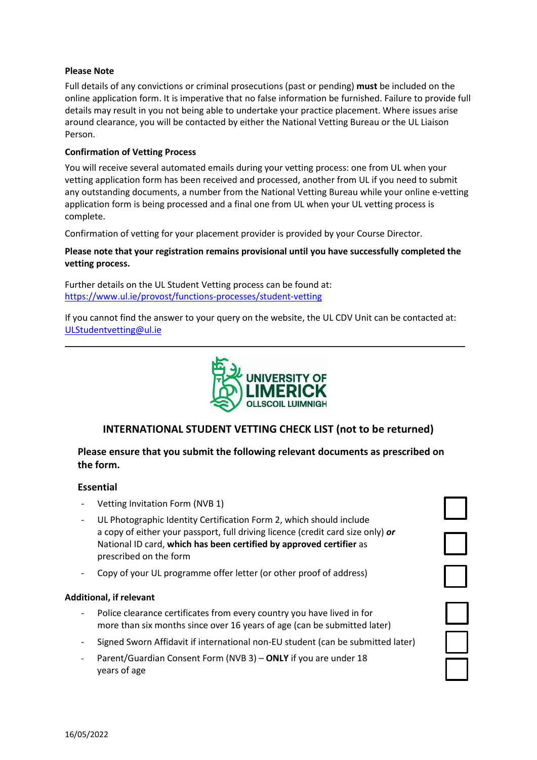**Please Note**

Full details of any convictions or criminal prosecutions (past or pending) **must** be included on the online application form. It is imperative that no false information be furnished. Failure to provide full details may result in you not being able to undertake your practice placement. Where issues arise around clearance, you will be contacted by either the National Vetting Bureau or the UL Liaison Person.

**Confirmation of Vetting Process**

You will receive several automated emails during your vetting process: one from UL when your vetting application form has been received and processed, another from UL if you need to submit any outstanding documents, a number from the National Vetting Bureau while your online e-vetting application form is being processed and a final one from UL when your UL vetting process is complete.

Confirmation of vetting for your placement provider is provided by your Course Director.

**Please note that your registration remains provisional until you have successfully completed the vetting process.**

Further details on the UL Student Vetting process can be found at:
https://www.ul.ie/provost/functions-processes/student-vetting

If you cannot find the answer to your query on the website, the UL CDV Unit can be contacted at:
ULStudentvetting@ul.ie

---

UNIVERSITY OF LIMERICK
OLLSCOIL LUIMNIGH

## INTERNATIONAL STUDENT VETTING CHECK LIST (not to be returned)

### Please ensure that you submit the following relevant documents as prescribed on the form.

### Essential

- Vetting Invitation Form (NVB 1) ☐
- UL Photographic Identity Certification Form 2, which should include a copy of either your passport, full driving licence (credit card size only) ***or*** National ID card, **which has been certified by approved certifier** as prescribed on the form ☐
- Copy of your UL programme offer letter (or other proof of address) ☐

**Additional, if relevant**

- Police clearance certificates from every country you have lived in for more than six months since over 16 years of age (can be submitted later) ☐
- Signed Sworn Affidavit if international non-EU student (can be submitted later) ☐
- Parent/Guardian Consent Form (NVB 3) – **ONLY** if you are under 18 years of age ☐

16/05/2022